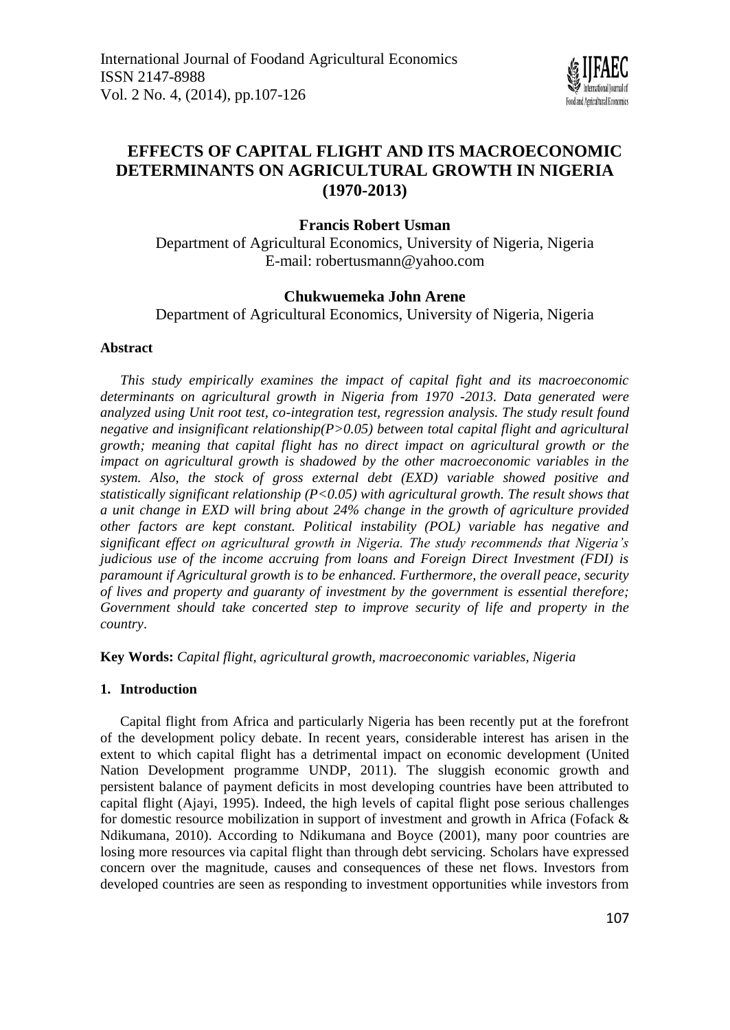# EFFECTS OF CAPITAL FLIGHT AND ITS MACROECONOMIC DETERMINANTS ON AGRICULTURAL GROWTH IN NIGERIA (1970-2013)

**Francis Robert Usman**

Department of Agricultural Economics, University of Nigeria, Nigeria
E-mail: robertusmann@yahoo.com

**Chukwuemeka John Arene**

Department of Agricultural Economics, University of Nigeria, Nigeria

**Abstract**

*This study empirically examines the impact of capital fight and its macroeconomic determinants on agricultural growth in Nigeria from 1970 -2013. Data generated were analyzed using Unit root test, co-integration test, regression analysis. The study result found negative and insignificant relationship(P>0.05) between total capital flight and agricultural growth; meaning that capital flight has no direct impact on agricultural growth or the impact on agricultural growth is shadowed by the other macroeconomic variables in the system. Also, the stock of gross external debt (EXD) variable showed positive and statistically significant relationship (P<0.05) with agricultural growth. The result shows that a unit change in EXD will bring about 24% change in the growth of agriculture provided other factors are kept constant. Political instability (POL) variable has negative and significant effect on agricultural growth in Nigeria. The study recommends that Nigeria's judicious use of the income accruing from loans and Foreign Direct Investment (FDI) is paramount if Agricultural growth is to be enhanced. Furthermore, the overall peace, security of lives and property and guaranty of investment by the government is essential therefore; Government should take concerted step to improve security of life and property in the country*.

**Key Words:** *Capital flight, agricultural growth, macroeconomic variables, Nigeria*

## 1. Introduction

Capital flight from Africa and particularly Nigeria has been recently put at the forefront of the development policy debate. In recent years, considerable interest has arisen in the extent to which capital flight has a detrimental impact on economic development (United Nation Development programme UNDP, 2011). The sluggish economic growth and persistent balance of payment deficits in most developing countries have been attributed to capital flight (Ajayi, 1995). Indeed, the high levels of capital flight pose serious challenges for domestic resource mobilization in support of investment and growth in Africa (Fofack & Ndikumana, 2010). According to Ndikumana and Boyce (2001), many poor countries are losing more resources via capital flight than through debt servicing. Scholars have expressed concern over the magnitude, causes and consequences of these net flows. Investors from developed countries are seen as responding to investment opportunities while investors from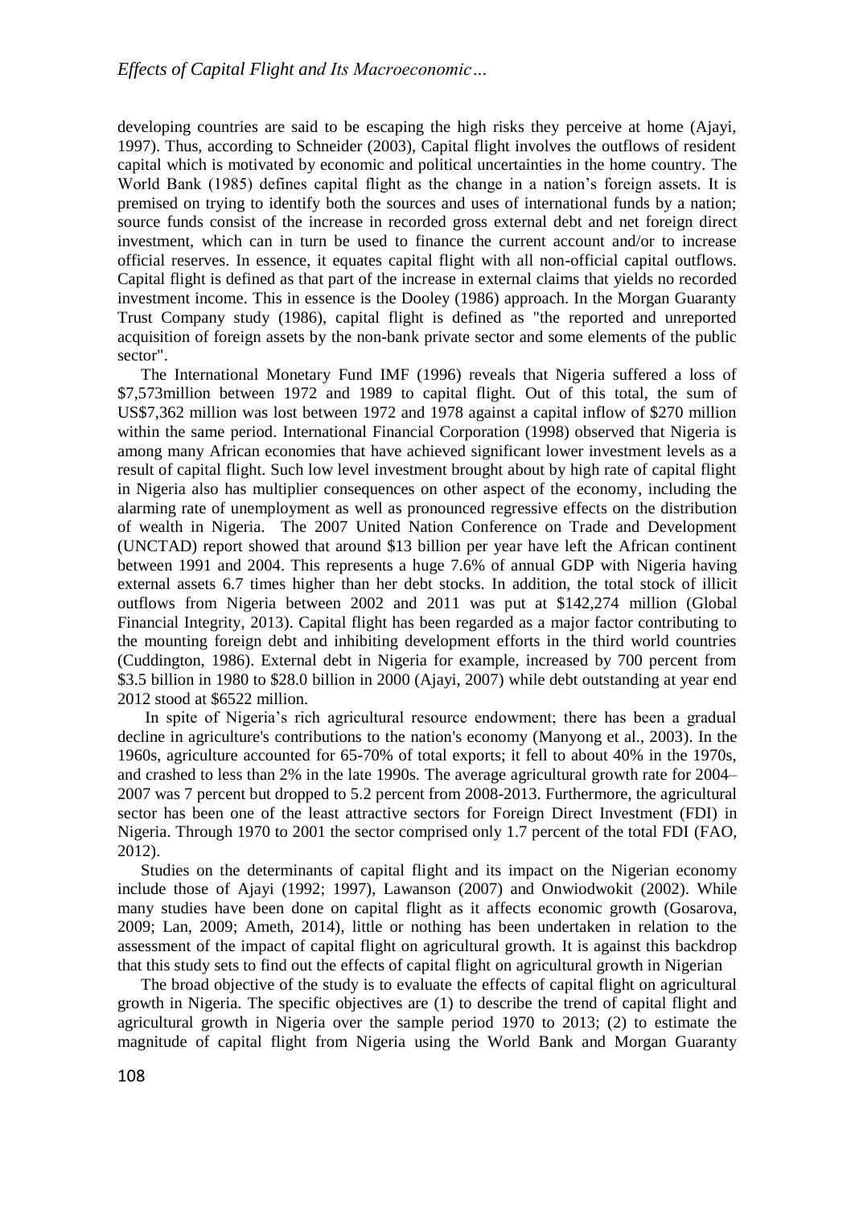developing countries are said to be escaping the high risks they perceive at home (Ajayi, 1997). Thus, according to Schneider (2003), Capital flight involves the outflows of resident capital which is motivated by economic and political uncertainties in the home country. The World Bank (1985) defines capital flight as the change in a nation's foreign assets. It is premised on trying to identify both the sources and uses of international funds by a nation; source funds consist of the increase in recorded gross external debt and net foreign direct investment, which can in turn be used to finance the current account and/or to increase official reserves. In essence, it equates capital flight with all non-official capital outflows. Capital flight is defined as that part of the increase in external claims that yields no recorded investment income. This in essence is the Dooley (1986) approach. In the Morgan Guaranty Trust Company study (1986), capital flight is defined as "the reported and unreported acquisition of foreign assets by the non-bank private sector and some elements of the public sector".

The International Monetary Fund IMF (1996) reveals that Nigeria suffered a loss of \$7,573million between 1972 and 1989 to capital flight. Out of this total, the sum of US\$7,362 million was lost between 1972 and 1978 against a capital inflow of \$270 million within the same period. International Financial Corporation (1998) observed that Nigeria is among many African economies that have achieved significant lower investment levels as a result of capital flight. Such low level investment brought about by high rate of capital flight in Nigeria also has multiplier consequences on other aspect of the economy, including the alarming rate of unemployment as well as pronounced regressive effects on the distribution of wealth in Nigeria. The 2007 United Nation Conference on Trade and Development (UNCTAD) report showed that around \$13 billion per year have left the African continent between 1991 and 2004. This represents a huge 7.6% of annual GDP with Nigeria having external assets 6.7 times higher than her debt stocks. In addition, the total stock of illicit outflows from Nigeria between 2002 and 2011 was put at \$142,274 million (Global Financial Integrity, 2013). Capital flight has been regarded as a major factor contributing to the mounting foreign debt and inhibiting development efforts in the third world countries (Cuddington, 1986). External debt in Nigeria for example, increased by 700 percent from \$3.5 billion in 1980 to \$28.0 billion in 2000 (Ajayi, 2007) while debt outstanding at year end 2012 stood at \$6522 million.

In spite of Nigeria's rich agricultural resource endowment; there has been a gradual decline in agriculture's contributions to the nation's economy (Manyong et al., 2003). In the 1960s, agriculture accounted for 65-70% of total exports; it fell to about 40% in the 1970s, and crashed to less than 2% in the late 1990s. The average agricultural growth rate for 2004–2007 was 7 percent but dropped to 5.2 percent from 2008-2013. Furthermore, the agricultural sector has been one of the least attractive sectors for Foreign Direct Investment (FDI) in Nigeria. Through 1970 to 2001 the sector comprised only 1.7 percent of the total FDI (FAO, 2012).

Studies on the determinants of capital flight and its impact on the Nigerian economy include those of Ajayi (1992; 1997), Lawanson (2007) and Onwiodwokit (2002). While many studies have been done on capital flight as it affects economic growth (Gosarova, 2009; Lan, 2009; Ameth, 2014), little or nothing has been undertaken in relation to the assessment of the impact of capital flight on agricultural growth. It is against this backdrop that this study sets to find out the effects of capital flight on agricultural growth in Nigerian

The broad objective of the study is to evaluate the effects of capital flight on agricultural growth in Nigeria. The specific objectives are (1) to describe the trend of capital flight and agricultural growth in Nigeria over the sample period 1970 to 2013; (2) to estimate the magnitude of capital flight from Nigeria using the World Bank and Morgan Guaranty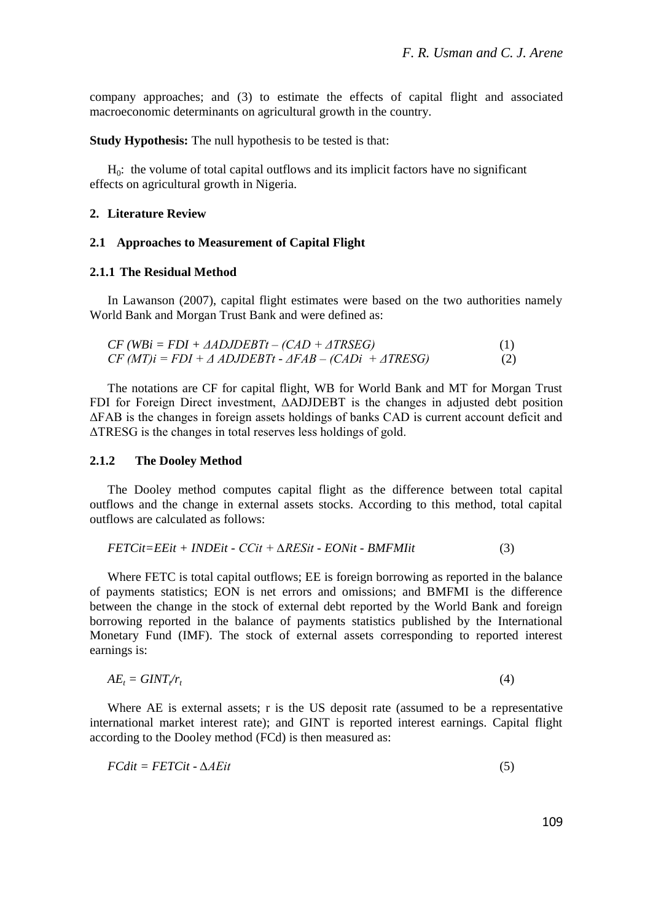company approaches; and (3) to estimate the effects of capital flight and associated macroeconomic determinants on agricultural growth in the country.

**Study Hypothesis:** The null hypothesis to be tested is that:

$H_0$: the volume of total capital outflows and its implicit factors have no significant effects on agricultural growth in Nigeria.

## 2. Literature Review

### 2.1 Approaches to Measurement of Capital Flight

#### 2.1.1 The Residual Method

In Lawanson (2007), capital flight estimates were based on the two authorities namely World Bank and Morgan Trust Bank and were defined as:

$$CF\ (WBi = FDI + \Delta ADJDEBTt – (CAD + \Delta TRSEG) \quad (1)$$

$$CF\ (MT)i = FDI + \Delta\ ADJDEBTt - \Delta FAB – (CADi\ + \Delta TRESG) \quad (2)$$

The notations are CF for capital flight, WB for World Bank and MT for Morgan Trust FDI for Foreign Direct investment, ΔADJDEBT is the changes in adjusted debt position ΔFAB is the changes in foreign assets holdings of banks CAD is current account deficit and ΔTRESG is the changes in total reserves less holdings of gold.

#### 2.1.2 The Dooley Method

The Dooley method computes capital flight as the difference between total capital outflows and the change in external assets stocks. According to this method, total capital outflows are calculated as follows:

$$FETCit=EEit + INDEit - CCit + \Delta RESit - EONit - BMFMIit \quad (3)$$

Where FETC is total capital outflows; EE is foreign borrowing as reported in the balance of payments statistics; EON is net errors and omissions; and BMFMI is the difference between the change in the stock of external debt reported by the World Bank and foreign borrowing reported in the balance of payments statistics published by the International Monetary Fund (IMF). The stock of external assets corresponding to reported interest earnings is:

$$AE_t = GINT_t/r_t \quad (4)$$

Where AE is external assets; r is the US deposit rate (assumed to be a representative international market interest rate); and GINT is reported interest earnings. Capital flight according to the Dooley method (FCd) is then measured as:

$$FCdit = FETCit - \Delta AEit \quad (5)$$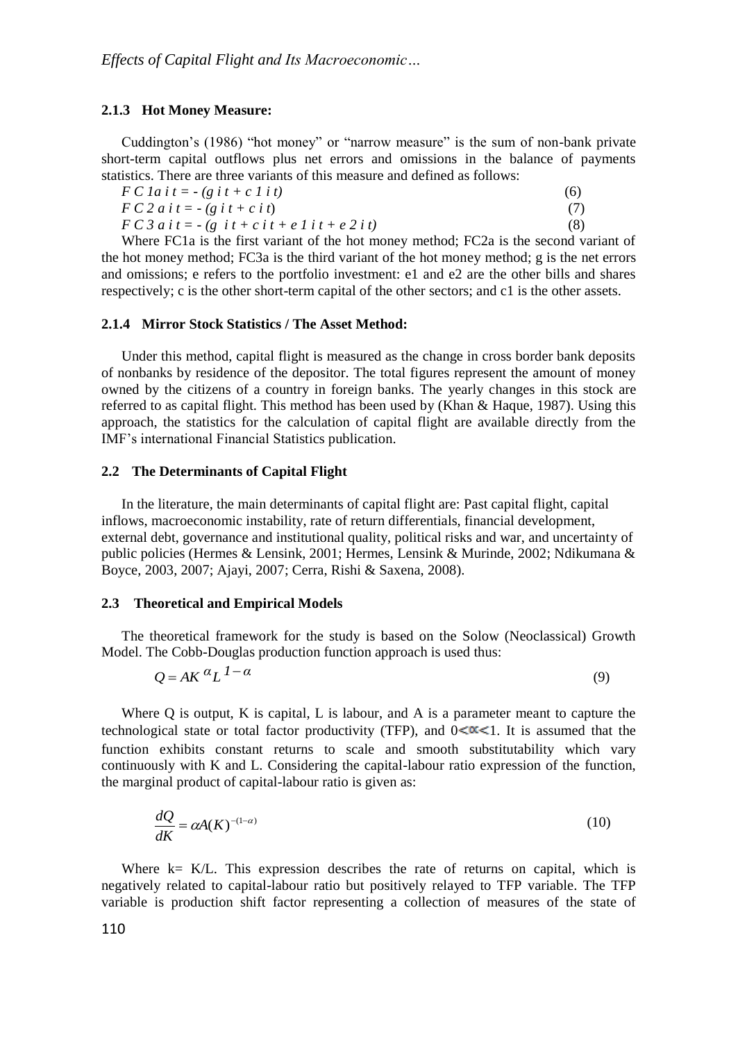#### 2.1.3 Hot Money Measure:

Cuddington's (1986) "hot money" or "narrow measure" is the sum of non-bank private short-term capital outflows plus net errors and omissions in the balance of payments statistics. There are three variants of this measure and defined as follows:

$$FC1a_{it} = -(g_{it} + c1_{it}) \tag{6}$$

$$FC2a_{it} = -(g_{it} + c_{it}) \tag{7}$$

$$FC3a_{it} = -(g_{it} + c_{it} + e1_{it} + e2_{it}) \tag{8}$$

Where FC1a is the first variant of the hot money method; FC2a is the second variant of the hot money method; FC3a is the third variant of the hot money method; g is the net errors and omissions; e refers to the portfolio investment: e1 and e2 are the other bills and shares respectively; c is the other short-term capital of the other sectors; and c1 is the other assets.

#### 2.1.4 Mirror Stock Statistics / The Asset Method:

Under this method, capital flight is measured as the change in cross border bank deposits of nonbanks by residence of the depositor. The total figures represent the amount of money owned by the citizens of a country in foreign banks. The yearly changes in this stock are referred to as capital flight. This method has been used by (Khan & Haque, 1987). Using this approach, the statistics for the calculation of capital flight are available directly from the IMF's international Financial Statistics publication.

### 2.2 The Determinants of Capital Flight

In the literature, the main determinants of capital flight are: Past capital flight, capital inflows, macroeconomic instability, rate of return differentials, financial development, external debt, governance and institutional quality, political risks and war, and uncertainty of public policies (Hermes & Lensink, 2001; Hermes, Lensink & Murinde, 2002; Ndikumana & Boyce, 2003, 2007; Ajayi, 2007; Cerra, Rishi & Saxena, 2008).

### 2.3 Theoretical and Empirical Models

The theoretical framework for the study is based on the Solow (Neoclassical) Growth Model. The Cobb-Douglas production function approach is used thus:

$$Q = AK^{\alpha}L^{1-\alpha} \tag{9}$$

Where Q is output, K is capital, L is labour, and A is a parameter meant to capture the technological state or total factor productivity (TFP), and $0<\alpha<1$. It is assumed that the function exhibits constant returns to scale and smooth substitutability which vary continuously with K and L. Considering the capital-labour ratio expression of the function, the marginal product of capital-labour ratio is given as:

$$\frac{dQ}{dK} = \alpha A(K)^{-(1-\alpha)} \tag{10}$$

Where k= K/L. This expression describes the rate of returns on capital, which is negatively related to capital-labour ratio but positively relayed to TFP variable. The TFP variable is production shift factor representing a collection of measures of the state of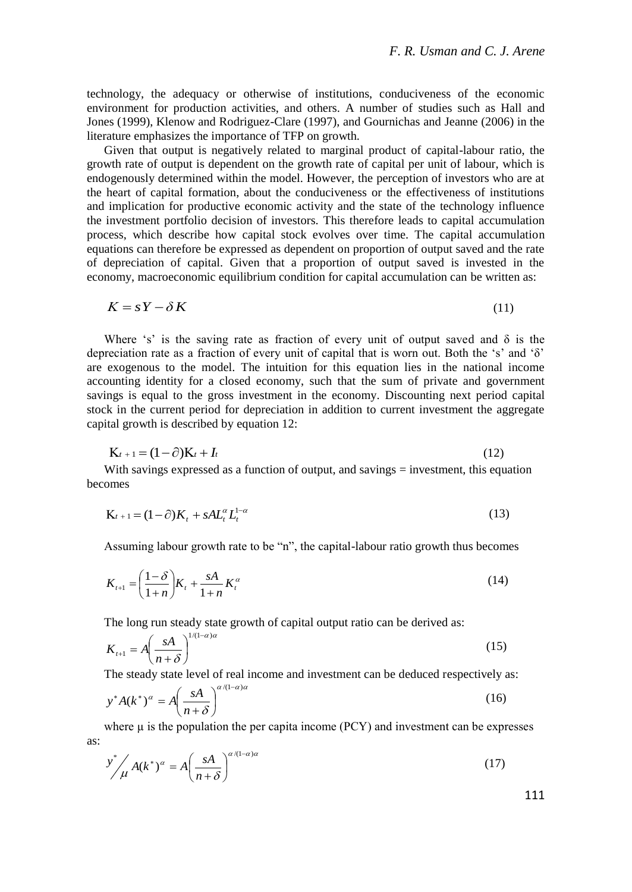technology, the adequacy or otherwise of institutions, conduciveness of the economic environment for production activities, and others. A number of studies such as Hall and Jones (1999), Klenow and Rodriguez-Clare (1997), and Gournichas and Jeanne (2006) in the literature emphasizes the importance of TFP on growth.

Given that output is negatively related to marginal product of capital-labour ratio, the growth rate of output is dependent on the growth rate of capital per unit of labour, which is endogenously determined within the model. However, the perception of investors who are at the heart of capital formation, about the conduciveness or the effectiveness of institutions and implication for productive economic activity and the state of the technology influence the investment portfolio decision of investors. This therefore leads to capital accumulation process, which describe how capital stock evolves over time. The capital accumulation equations can therefore be expressed as dependent on proportion of output saved and the rate of depreciation of capital. Given that a proportion of output saved is invested in the economy, macroeconomic equilibrium condition for capital accumulation can be written as:

$$K = sY - \delta K \tag{11}$$

Where 's' is the saving rate as fraction of every unit of output saved and δ is the depreciation rate as a fraction of every unit of capital that is worn out. Both the 's' and 'δ' are exogenous to the model. The intuition for this equation lies in the national income accounting identity for a closed economy, such that the sum of private and government savings is equal to the gross investment in the economy. Discounting next period capital stock in the current period for depreciation in addition to current investment the aggregate capital growth is described by equation 12:

$$K_{t+1} = (1 - \partial)K_t + I_t \tag{12}$$

With savings expressed as a function of output, and savings = investment, this equation becomes

$$K_{t+1} = (1 - \partial)K_t + sAL_t^{\alpha} L_t^{1-\alpha} \tag{13}$$

Assuming labour growth rate to be "n", the capital-labour ratio growth thus becomes

$$K_{t+1} = \left(\frac{1-\delta}{1+n}\right)K_t + \frac{sA}{1+n}K_t^{\alpha} \tag{14}$$

The long run steady state growth of capital output ratio can be derived as:

$$K_{t+1} = A\left(\frac{sA}{n+\delta}\right)^{1/(1-\alpha)\alpha} \tag{15}$$

The steady state level of real income and investment can be deduced respectively as:

$$y^* A(k^*)^{\alpha} = A\left(\frac{sA}{n+\delta}\right)^{\alpha/(1-\alpha)\alpha} \tag{16}$$

where μ is the population the per capita income (PCY) and investment can be expresses as:

$$y^*/_{\mu} A(k^*)^{\alpha} = A\left(\frac{sA}{n+\delta}\right)^{\alpha/(1-\alpha)\alpha} \tag{17}$$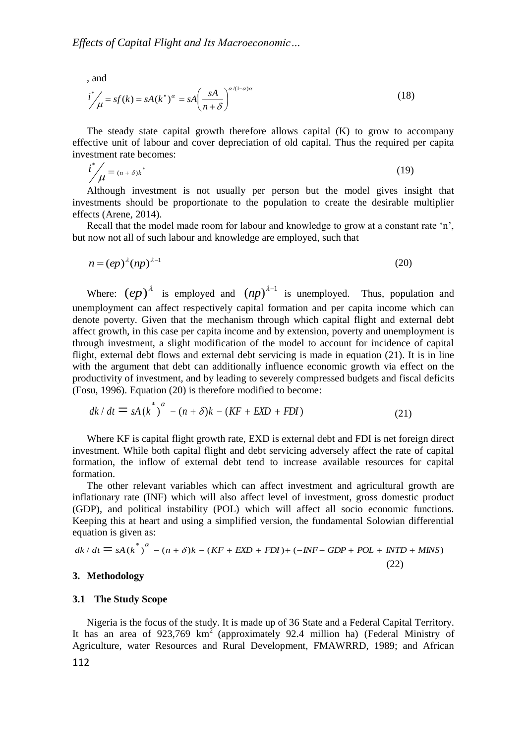, and

$$i^*/_{\mu} = sf(k) = sA(k^*)^{\alpha} = sA\left(\frac{sA}{n+\delta}\right)^{\alpha/(1-\alpha)\alpha} \tag{18}$$

The steady state capital growth therefore allows capital (K) to grow to accompany effective unit of labour and cover depreciation of old capital. Thus the required per capita investment rate becomes:

$$i^*/_{\mu} = (n+\delta)k^* \tag{19}$$

Although investment is not usually per person but the model gives insight that investments should be proportionate to the population to create the desirable multiplier effects (Arene, 2014).

Recall that the model made room for labour and knowledge to grow at a constant rate 'n', but now not all of such labour and knowledge are employed, such that

$$n = (ep)^{\lambda}(np)^{\lambda-1} \tag{20}$$

Where: $(ep)^{\lambda}$ is employed and $(np)^{\lambda-1}$ is unemployed. Thus, population and unemployment can affect respectively capital formation and per capita income which can denote poverty. Given that the mechanism through which capital flight and external debt affect growth, in this case per capita income and by extension, poverty and unemployment is through investment, a slight modification of the model to account for incidence of capital flight, external debt flows and external debt servicing is made in equation (21). It is in line with the argument that debt can additionally influence economic growth via effect on the productivity of investment, and by leading to severely compressed budgets and fiscal deficits (Fosu, 1996). Equation (20) is therefore modified to become:

$$dk/dt = sA(k^*)^{\alpha} - (n+\delta)k - (KF + EXD + FDI) \tag{21}$$

Where KF is capital flight growth rate, EXD is external debt and FDI is net foreign direct investment. While both capital flight and debt servicing adversely affect the rate of capital formation, the inflow of external debt tend to increase available resources for capital formation.

The other relevant variables which can affect investment and agricultural growth are inflationary rate (INF) which will also affect level of investment, gross domestic product (GDP), and political instability (POL) which will affect all socio economic functions. Keeping this at heart and using a simplified version, the fundamental Solowian differential equation is given as:

$$dk/dt = sA(k^*)^{\alpha} - (n+\delta)k - (KF + EXD + FDI) + (-INF + GDP + POL + INTD + MINS) \tag{22}$$

## 3. Methodology

### 3.1 The Study Scope

Nigeria is the focus of the study. It is made up of 36 State and a Federal Capital Territory. It has an area of 923,769 km$^2$ (approximately 92.4 million ha) (Federal Ministry of Agriculture, water Resources and Rural Development, FMAWRRD, 1989; and African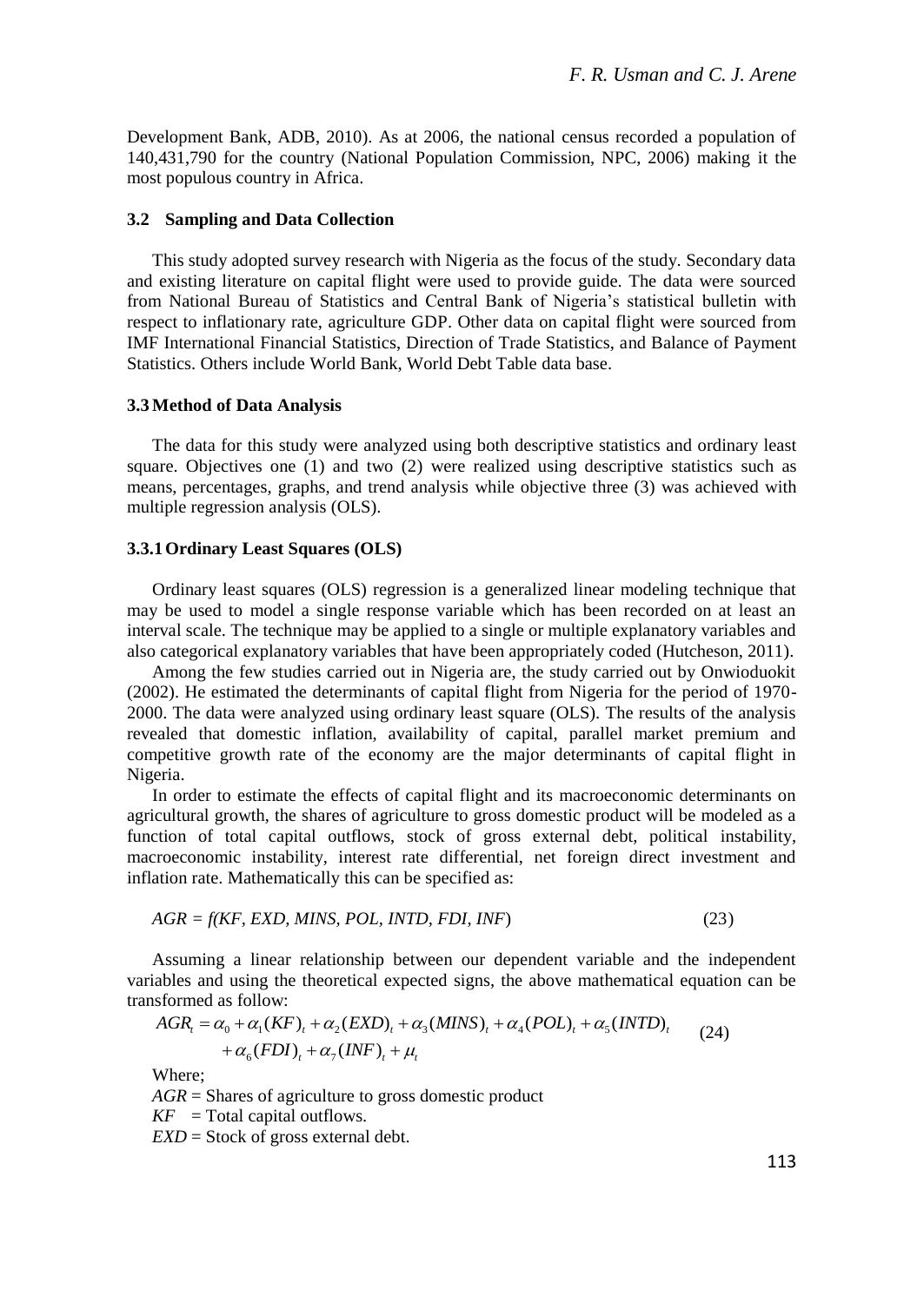Development Bank, ADB, 2010). As at 2006, the national census recorded a population of 140,431,790 for the country (National Population Commission, NPC, 2006) making it the most populous country in Africa.

### 3.2 Sampling and Data Collection

This study adopted survey research with Nigeria as the focus of the study. Secondary data and existing literature on capital flight were used to provide guide. The data were sourced from National Bureau of Statistics and Central Bank of Nigeria's statistical bulletin with respect to inflationary rate, agriculture GDP. Other data on capital flight were sourced from IMF International Financial Statistics, Direction of Trade Statistics, and Balance of Payment Statistics. Others include World Bank, World Debt Table data base.

### 3.3 Method of Data Analysis

The data for this study were analyzed using both descriptive statistics and ordinary least square. Objectives one (1) and two (2) were realized using descriptive statistics such as means, percentages, graphs, and trend analysis while objective three (3) was achieved with multiple regression analysis (OLS).

#### 3.3.1 Ordinary Least Squares (OLS)

Ordinary least squares (OLS) regression is a generalized linear modeling technique that may be used to model a single response variable which has been recorded on at least an interval scale. The technique may be applied to a single or multiple explanatory variables and also categorical explanatory variables that have been appropriately coded (Hutcheson, 2011).

Among the few studies carried out in Nigeria are, the study carried out by Onwioduokit (2002). He estimated the determinants of capital flight from Nigeria for the period of 1970-2000. The data were analyzed using ordinary least square (OLS). The results of the analysis revealed that domestic inflation, availability of capital, parallel market premium and competitive growth rate of the economy are the major determinants of capital flight in Nigeria.

In order to estimate the effects of capital flight and its macroeconomic determinants on agricultural growth, the shares of agriculture to gross domestic product will be modeled as a function of total capital outflows, stock of gross external debt, political instability, macroeconomic instability, interest rate differential, net foreign direct investment and inflation rate. Mathematically this can be specified as:

$$AGR = f(KF, EXD, MINS, POL, INTD, FDI, INF) \tag{23}$$

Assuming a linear relationship between our dependent variable and the independent variables and using the theoretical expected signs, the above mathematical equation can be transformed as follow:

$$AGR_t = \alpha_0 + \alpha_1(KF)_t + \alpha_2(EXD)_t + \alpha_3(MINS)_t + \alpha_4(POL)_t + \alpha_5(INTD)_t + \alpha_6(FDI)_t + \alpha_7(INF)_t + \mu_t \tag{24}$$

Where;

$AGR$ = Shares of agriculture to gross domestic product

$KF$ = Total capital outflows.

$EXD$ = Stock of gross external debt.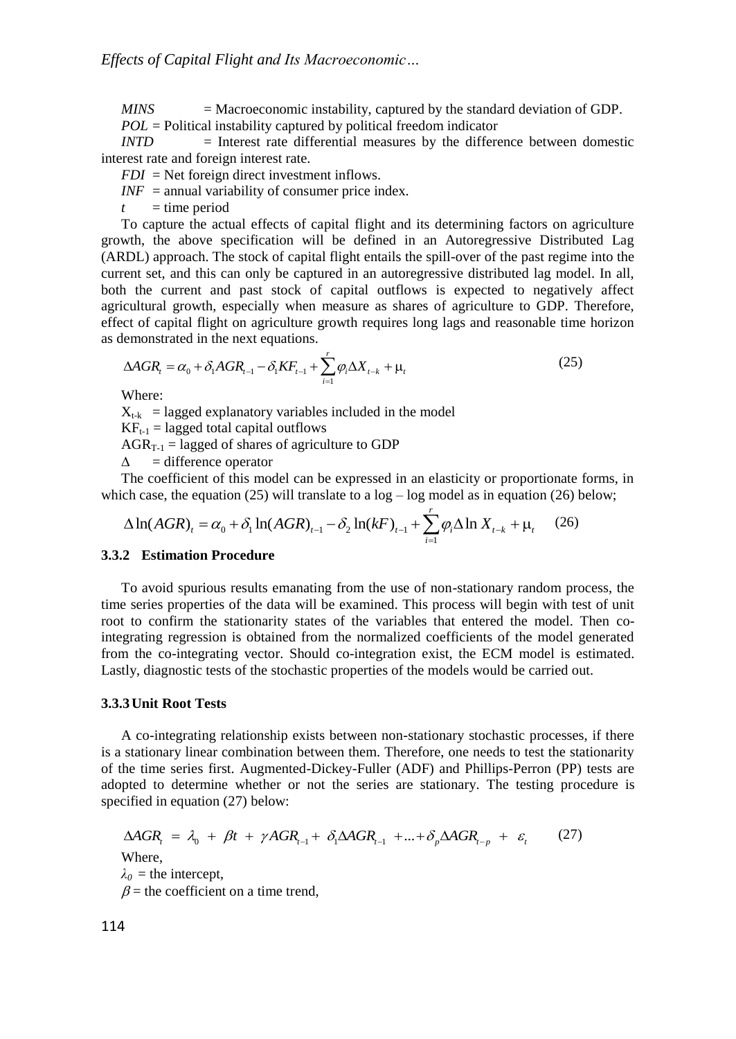*MINS* = Macroeconomic instability, captured by the standard deviation of GDP.

*POL* = Political instability captured by political freedom indicator

*INTD* = Interest rate differential measures by the difference between domestic interest rate and foreign interest rate.

*FDI* = Net foreign direct investment inflows.

*INF* = annual variability of consumer price index.

$t$ = time period

To capture the actual effects of capital flight and its determining factors on agriculture growth, the above specification will be defined in an Autoregressive Distributed Lag (ARDL) approach. The stock of capital flight entails the spill-over of the past regime into the current set, and this can only be captured in an autoregressive distributed lag model. In all, both the current and past stock of capital outflows is expected to negatively affect agricultural growth, especially when measure as shares of agriculture to GDP. Therefore, effect of capital flight on agriculture growth requires long lags and reasonable time horizon as demonstrated in the next equations.

$$\Delta AGR_t = \alpha_0 + \delta_1 AGR_{t-1} - \delta_1 KF_{t-1} + \sum_{i=1}^{r} \varphi_i \Delta X_{t-k} + \mu_t \tag{25}$$

Where:

$X_{t-k}$ = lagged explanatory variables included in the model

$KF_{t-1}$ = lagged total capital outflows

$AGR_{T-1}$ = lagged of shares of agriculture to GDP

$\Delta$ = difference operator

The coefficient of this model can be expressed in an elasticity or proportionate forms, in which case, the equation (25) will translate to a log – log model as in equation (26) below;

$$\Delta \ln(AGR)_t = \alpha_0 + \delta_1 \ln(AGR)_{t-1} - \delta_2 \ln(kF)_{t-1} + \sum_{i=1}^{r} \varphi_i \Delta \ln X_{t-k} + \mu_t \tag{26}$$

### 3.3.2 Estimation Procedure

To avoid spurious results emanating from the use of non-stationary random process, the time series properties of the data will be examined. This process will begin with test of unit root to confirm the stationarity states of the variables that entered the model. Then co-integrating regression is obtained from the normalized coefficients of the model generated from the co-integrating vector. Should co-integration exist, the ECM model is estimated. Lastly, diagnostic tests of the stochastic properties of the models would be carried out.

### 3.3.3 Unit Root Tests

A co-integrating relationship exists between non-stationary stochastic processes, if there is a stationary linear combination between them. Therefore, one needs to test the stationarity of the time series first. Augmented-Dickey-Fuller (ADF) and Phillips-Perron (PP) tests are adopted to determine whether or not the series are stationary. The testing procedure is specified in equation (27) below:

$$\Delta AGR_t = \lambda_0 + \beta t + \gamma AGR_{t-1} + \delta_1 \Delta AGR_{t-1} + \ldots + \delta_p \Delta AGR_{t-p} + \varepsilon_t \tag{27}$$

Where,

$\lambda_0$ = the intercept,

$\beta$ = the coefficient on a time trend,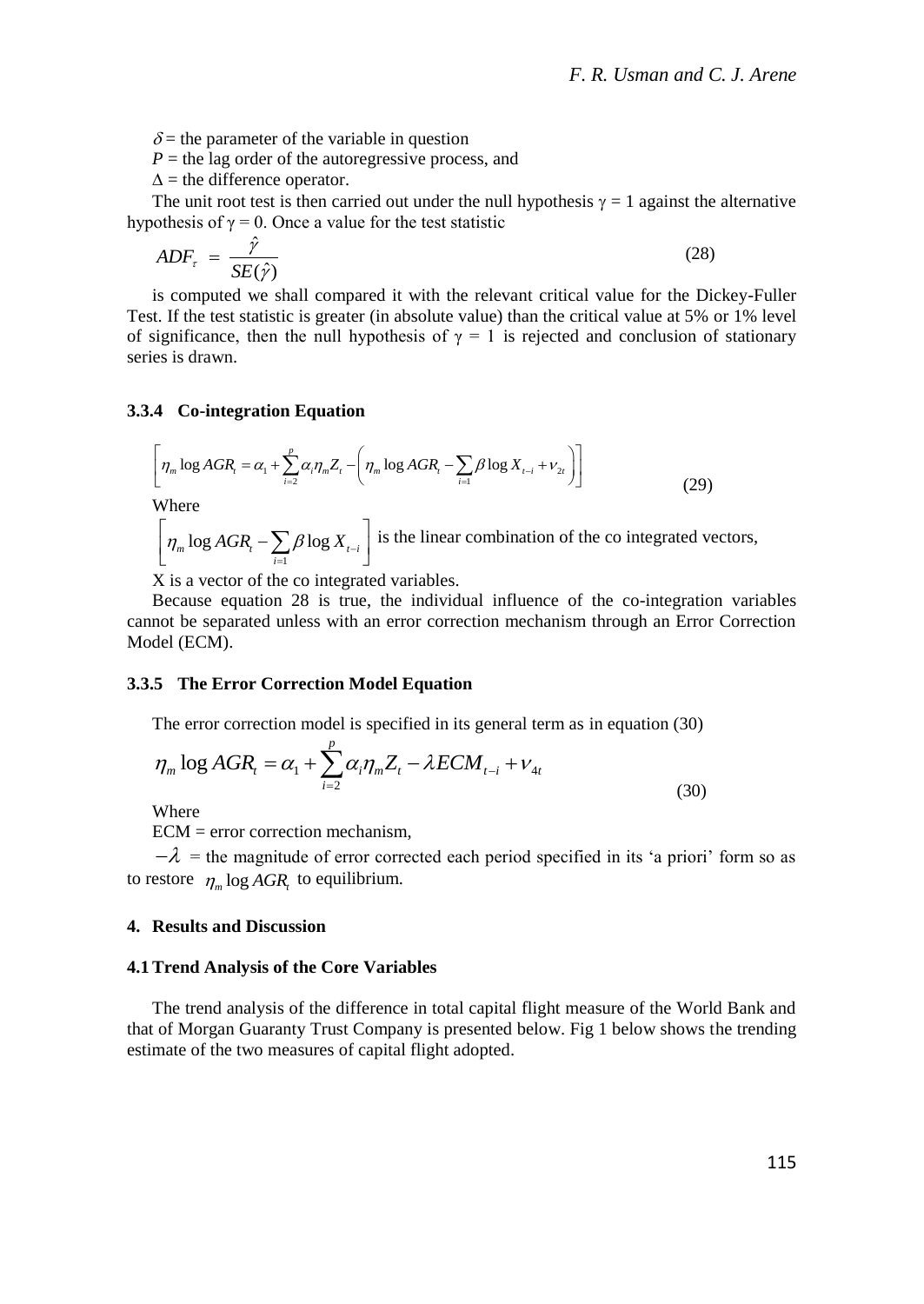$\delta$ = the parameter of the variable in question

$P$ = the lag order of the autoregressive process, and

$\Delta$ = the difference operator.

The unit root test is then carried out under the null hypothesis $\gamma = 1$ against the alternative hypothesis of $\gamma = 0$. Once a value for the test statistic

$$ADF_{\tau} = \frac{\hat{\gamma}}{SE(\hat{\gamma})} \tag{28}$$

is computed we shall compared it with the relevant critical value for the Dickey-Fuller Test. If the test statistic is greater (in absolute value) than the critical value at 5% or 1% level of significance, then the null hypothesis of $\gamma = 1$ is rejected and conclusion of stationary series is drawn.

### 3.3.4 Co-integration Equation

$$\left[\eta_m \log AGR_t = \alpha_1 + \sum_{i=2}^{p} \alpha_i \eta_m Z_t - \left(\eta_m \log AGR_t - \sum_{i=1} \beta \log X_{t-i} + v_{2t}\right)\right] \tag{29}$$

Where

$\left[\eta_m \log AGR_t - \sum_{i=1} \beta \log X_{t-i}\right]$ is the linear combination of the co integrated vectors,

X is a vector of the co integrated variables.

Because equation 28 is true, the individual influence of the co-integration variables cannot be separated unless with an error correction mechanism through an Error Correction Model (ECM).

### 3.3.5 The Error Correction Model Equation

The error correction model is specified in its general term as in equation (30)

$$\eta_m \log AGR_t = \alpha_1 + \sum_{i=2}^{p} \alpha_i \eta_m Z_t - \lambda ECM_{t-i} + v_{4t} \tag{30}$$

Where

ECM = error correction mechanism,

$-\lambda$ = the magnitude of error corrected each period specified in its 'a priori' form so as to restore $\eta_m \log AGR_t$ to equilibrium.

## 4. Results and Discussion

### 4.1 Trend Analysis of the Core Variables

The trend analysis of the difference in total capital flight measure of the World Bank and that of Morgan Guaranty Trust Company is presented below. Fig 1 below shows the trending estimate of the two measures of capital flight adopted.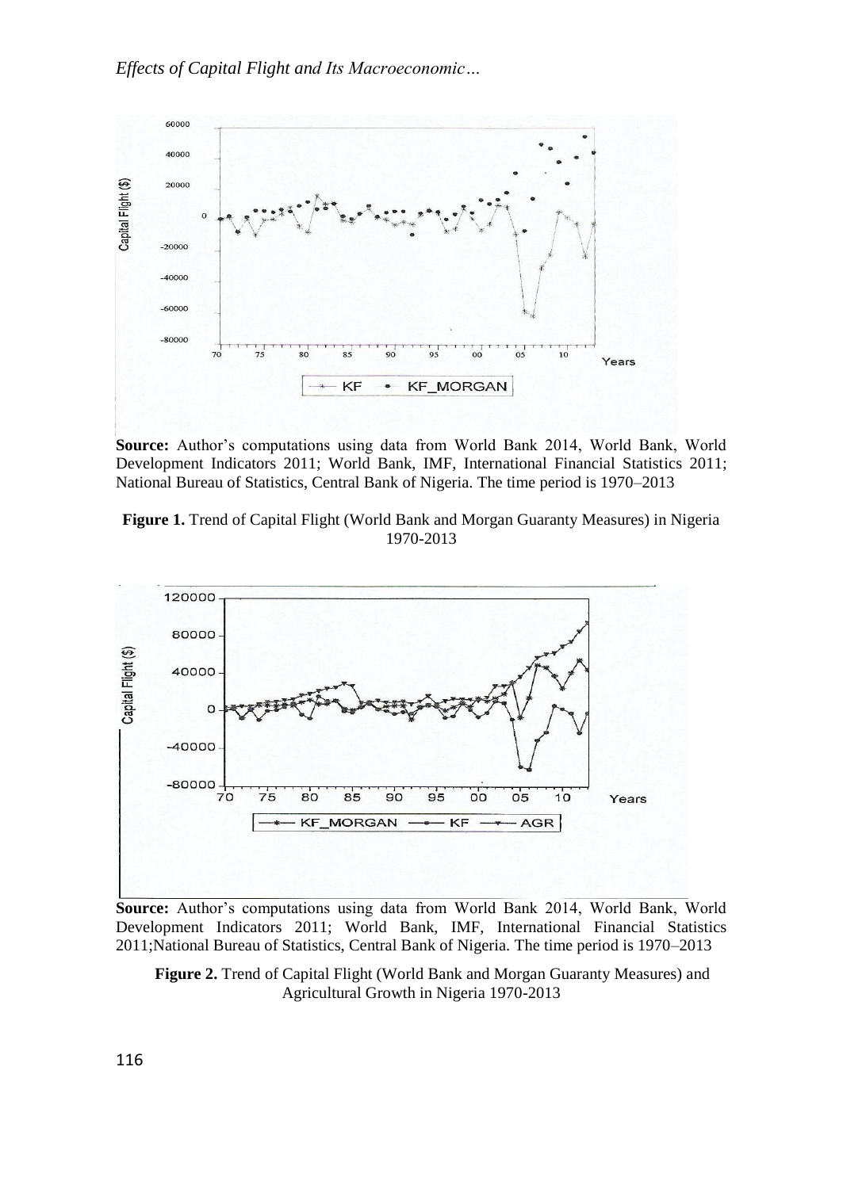**Source:** Author's computations using data from World Bank 2014, World Bank, World Development Indicators 2011; World Bank, IMF, International Financial Statistics 2011; National Bureau of Statistics, Central Bank of Nigeria. The time period is 1970–2013

**Figure 1.** Trend of Capital Flight (World Bank and Morgan Guaranty Measures) in Nigeria 1970-2013

**Source:** Author's computations using data from World Bank 2014, World Bank, World Development Indicators 2011; World Bank, IMF, International Financial Statistics 2011;National Bureau of Statistics, Central Bank of Nigeria. The time period is 1970–2013

**Figure 2.** Trend of Capital Flight (World Bank and Morgan Guaranty Measures) and Agricultural Growth in Nigeria 1970-2013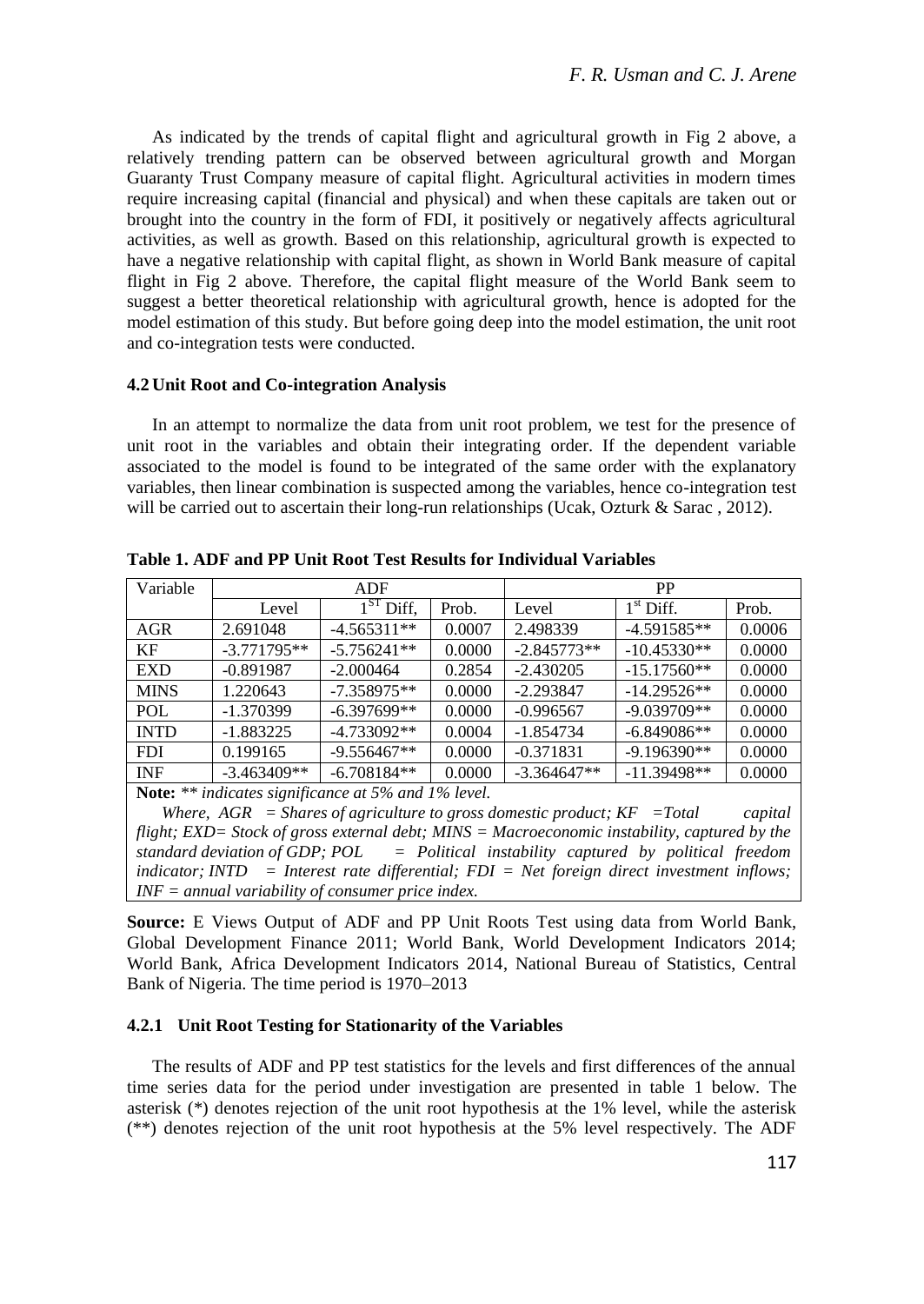As indicated by the trends of capital flight and agricultural growth in Fig 2 above, a relatively trending pattern can be observed between agricultural growth and Morgan Guaranty Trust Company measure of capital flight. Agricultural activities in modern times require increasing capital (financial and physical) and when these capitals are taken out or brought into the country in the form of FDI, it positively or negatively affects agricultural activities, as well as growth. Based on this relationship, agricultural growth is expected to have a negative relationship with capital flight, as shown in World Bank measure of capital flight in Fig 2 above. Therefore, the capital flight measure of the World Bank seem to suggest a better theoretical relationship with agricultural growth, hence is adopted for the model estimation of this study. But before going deep into the model estimation, the unit root and co-integration tests were conducted.

### 4.2 Unit Root and Co-integration Analysis

In an attempt to normalize the data from unit root problem, we test for the presence of unit root in the variables and obtain their integrating order. If the dependent variable associated to the model is found to be integrated of the same order with the explanatory variables, then linear combination is suspected among the variables, hence co-integration test will be carried out to ascertain their long-run relationships (Ucak, Ozturk & Sarac , 2012).

**Table 1. ADF and PP Unit Root Test Results for Individual Variables**

| Variable | ADF | | | PP | | |
|---|---|---|---|---|---|---|
| | Level | 1$^{ST}$ Diff, | Prob. | Level | 1$^{st}$ Diff. | Prob. |
| AGR | 2.691048 | -4.565311** | 0.0007 | 2.498339 | -4.591585** | 0.0006 |
| KF | -3.771795** | -5.756241** | 0.0000 | -2.845773** | -10.45330** | 0.0000 |
| EXD | -0.891987 | -2.000464 | 0.2854 | -2.430205 | -15.17560** | 0.0000 |
| MINS | 1.220643 | -7.358975** | 0.0000 | -2.293847 | -14.29526** | 0.0000 |
| POL | -1.370399 | -6.397699** | 0.0000 | -0.996567 | -9.039709** | 0.0000 |
| INTD | -1.883225 | -4.733092** | 0.0004 | -1.854734 | -6.849086** | 0.0000 |
| FDI | 0.199165 | -9.556467** | 0.0000 | -0.371831 | -9.196390** | 0.0000 |
| INF | -3.463409** | -6.708184** | 0.0000 | -3.364647** | -11.39498** | 0.0000 |

**Note:** *** indicates significance at 5% and 1% level.*

*Where, AGR = Shares of agriculture to gross domestic product; KF =Total capital flight; EXD= Stock of gross external debt; MINS = Macroeconomic instability, captured by the standard deviation of GDP; POL = Political instability captured by political freedom indicator; INTD = Interest rate differential; FDI = Net foreign direct investment inflows; INF = annual variability of consumer price index.*

**Source:** E Views Output of ADF and PP Unit Roots Test using data from World Bank, Global Development Finance 2011; World Bank, World Development Indicators 2014; World Bank, Africa Development Indicators 2014, National Bureau of Statistics, Central Bank of Nigeria. The time period is 1970–2013

#### 4.2.1 Unit Root Testing for Stationarity of the Variables

The results of ADF and PP test statistics for the levels and first differences of the annual time series data for the period under investigation are presented in table 1 below. The asterisk (*) denotes rejection of the unit root hypothesis at the 1% level, while the asterisk (**) denotes rejection of the unit root hypothesis at the 5% level respectively. The ADF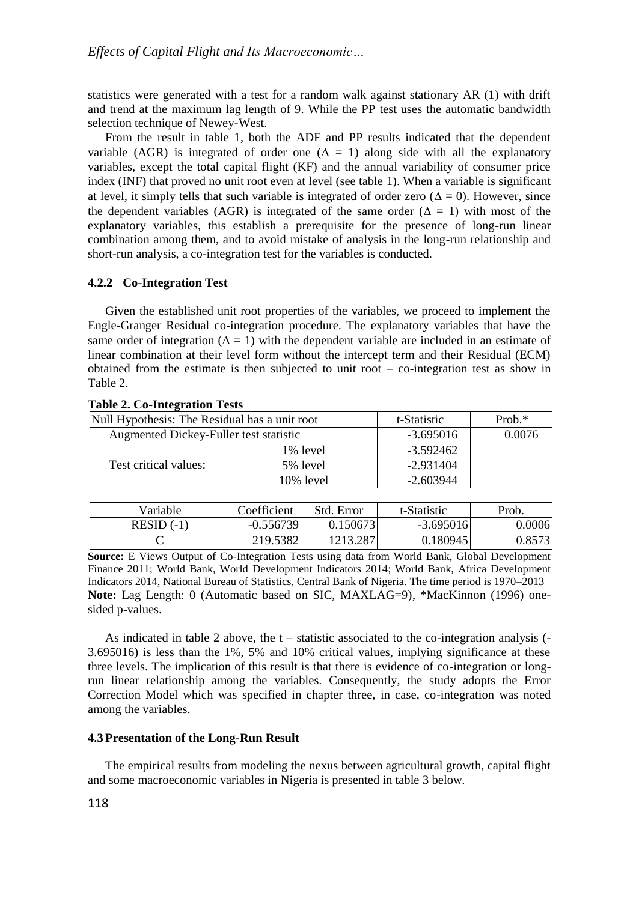statistics were generated with a test for a random walk against stationary AR (1) with drift and trend at the maximum lag length of 9. While the PP test uses the automatic bandwidth selection technique of Newey-West.

From the result in table 1, both the ADF and PP results indicated that the dependent variable (AGR) is integrated of order one ($\Delta = 1$) along side with all the explanatory variables, except the total capital flight (KF) and the annual variability of consumer price index (INF) that proved no unit root even at level (see table 1). When a variable is significant at level, it simply tells that such variable is integrated of order zero ($\Delta = 0$). However, since the dependent variables (AGR) is integrated of the same order ($\Delta = 1$) with most of the explanatory variables, this establish a prerequisite for the presence of long-run linear combination among them, and to avoid mistake of analysis in the long-run relationship and short-run analysis, a co-integration test for the variables is conducted.

### 4.2.2 Co-Integration Test

Given the established unit root properties of the variables, we proceed to implement the Engle-Granger Residual co-integration procedure. The explanatory variables that have the same order of integration ($\Delta = 1$) with the dependent variable are included in an estimate of linear combination at their level form without the intercept term and their Residual (ECM) obtained from the estimate is then subjected to unit root – co-integration test as show in Table 2.

**Table 2. Co-Integration Tests**

| Null Hypothesis: The Residual has a unit root | | | t-Statistic | Prob.* |
|---|---|---|---|---|
| Augmented Dickey-Fuller test statistic | | | -3.695016 | 0.0076 |
| Test critical values: | 1% level | | -3.592462 | |
| | 5% level | | -2.931404 | |
| | 10% level | | -2.603944 | |
| | | | | |
| Variable | Coefficient | Std. Error | t-Statistic | Prob. |
| RESID (-1) | -0.556739 | 0.150673 | -3.695016 | 0.0006 |
| C | 219.5382 | 1213.287 | 0.180945 | 0.8573 |

**Source:** E Views Output of Co-Integration Tests using data from World Bank, Global Development Finance 2011; World Bank, World Development Indicators 2014; World Bank, Africa Development Indicators 2014, National Bureau of Statistics, Central Bank of Nigeria. The time period is 1970–2013
**Note:** Lag Length: 0 (Automatic based on SIC, MAXLAG=9), *MacKinnon (1996) one-sided p-values.

As indicated in table 2 above, the t – statistic associated to the co-integration analysis (-3.695016) is less than the 1%, 5% and 10% critical values, implying significance at these three levels. The implication of this result is that there is evidence of co-integration or long-run linear relationship among the variables. Consequently, the study adopts the Error Correction Model which was specified in chapter three, in case, co-integration was noted among the variables.

## 4.3 Presentation of the Long-Run Result

The empirical results from modeling the nexus between agricultural growth, capital flight and some macroeconomic variables in Nigeria is presented in table 3 below.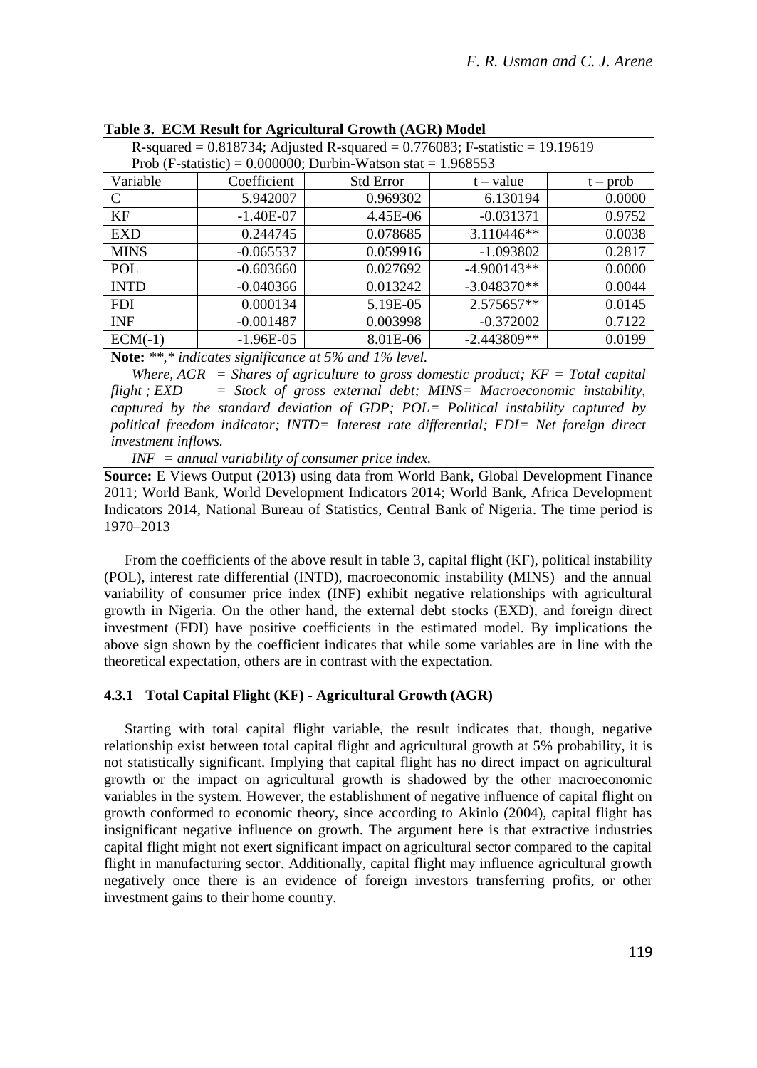**Table 3. ECM Result for Agricultural Growth (AGR) Model**

R-squared = 0.818734; Adjusted R-squared = 0.776083; F-statistic = 19.19619
Prob (F-statistic) = 0.000000; Durbin-Watson stat = 1.968553

| Variable | Coefficient | Std Error | t – value | t – prob |
|---|---|---|---|---|
| C | 5.942007 | 0.969302 | 6.130194 | 0.0000 |
| KF | -1.40E-07 | 4.45E-06 | -0.031371 | 0.9752 |
| EXD | 0.244745 | 0.078685 | 3.110446** | 0.0038 |
| MINS | -0.065537 | 0.059916 | -1.093802 | 0.2817 |
| POL | -0.603660 | 0.027692 | -4.900143** | 0.0000 |
| INTD | -0.040366 | 0.013242 | -3.048370** | 0.0044 |
| FDI | 0.000134 | 5.19E-05 | 2.575657** | 0.0145 |
| INF | -0.001487 | 0.003998 | -0.372002 | 0.7122 |
| ECM(-1) | -1.96E-05 | 8.01E-06 | -2.443809** | 0.0199 |

**Note:** *\*\*,\* indicates significance at 5% and 1% level.*

*Where, AGR = Shares of agriculture to gross domestic product; KF = Total capital flight ; EXD = Stock of gross external debt; MINS= Macroeconomic instability, captured by the standard deviation of GDP; POL= Political instability captured by political freedom indicator; INTD= Interest rate differential; FDI= Net foreign direct investment inflows.*

*INF = annual variability of consumer price index.*

**Source:** E Views Output (2013) using data from World Bank, Global Development Finance 2011; World Bank, World Development Indicators 2014; World Bank, Africa Development Indicators 2014, National Bureau of Statistics, Central Bank of Nigeria. The time period is 1970–2013

From the coefficients of the above result in table 3, capital flight (KF), political instability (POL), interest rate differential (INTD), macroeconomic instability (MINS) and the annual variability of consumer price index (INF) exhibit negative relationships with agricultural growth in Nigeria. On the other hand, the external debt stocks (EXD), and foreign direct investment (FDI) have positive coefficients in the estimated model. By implications the above sign shown by the coefficient indicates that while some variables are in line with the theoretical expectation, others are in contrast with the expectation.

#### 4.3.1 Total Capital Flight (KF) - Agricultural Growth (AGR)

Starting with total capital flight variable, the result indicates that, though, negative relationship exist between total capital flight and agricultural growth at 5% probability, it is not statistically significant. Implying that capital flight has no direct impact on agricultural growth or the impact on agricultural growth is shadowed by the other macroeconomic variables in the system. However, the establishment of negative influence of capital flight on growth conformed to economic theory, since according to Akinlo (2004), capital flight has insignificant negative influence on growth. The argument here is that extractive industries capital flight might not exert significant impact on agricultural sector compared to the capital flight in manufacturing sector. Additionally, capital flight may influence agricultural growth negatively once there is an evidence of foreign investors transferring profits, or other investment gains to their home country.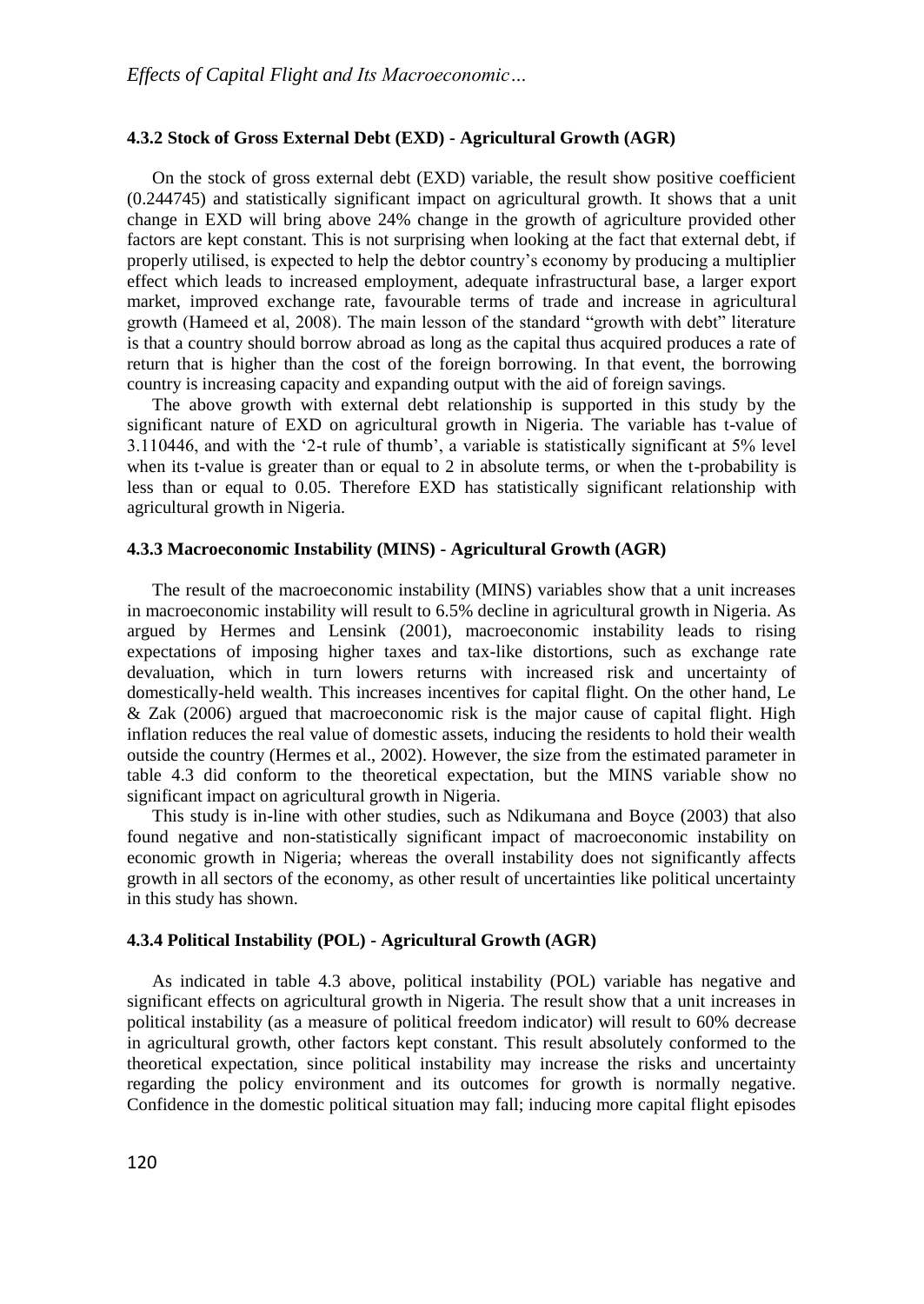### 4.3.2 Stock of Gross External Debt (EXD) - Agricultural Growth (AGR)

On the stock of gross external debt (EXD) variable, the result show positive coefficient (0.244745) and statistically significant impact on agricultural growth. It shows that a unit change in EXD will bring above 24% change in the growth of agriculture provided other factors are kept constant. This is not surprising when looking at the fact that external debt, if properly utilised, is expected to help the debtor country's economy by producing a multiplier effect which leads to increased employment, adequate infrastructural base, a larger export market, improved exchange rate, favourable terms of trade and increase in agricultural growth (Hameed et al, 2008). The main lesson of the standard "growth with debt" literature is that a country should borrow abroad as long as the capital thus acquired produces a rate of return that is higher than the cost of the foreign borrowing. In that event, the borrowing country is increasing capacity and expanding output with the aid of foreign savings.

The above growth with external debt relationship is supported in this study by the significant nature of EXD on agricultural growth in Nigeria. The variable has t-value of 3.110446, and with the '2-t rule of thumb', a variable is statistically significant at 5% level when its t-value is greater than or equal to 2 in absolute terms, or when the t-probability is less than or equal to 0.05. Therefore EXD has statistically significant relationship with agricultural growth in Nigeria.

### 4.3.3 Macroeconomic Instability (MINS) - Agricultural Growth (AGR)

The result of the macroeconomic instability (MINS) variables show that a unit increases in macroeconomic instability will result to 6.5% decline in agricultural growth in Nigeria. As argued by Hermes and Lensink (2001), macroeconomic instability leads to rising expectations of imposing higher taxes and tax-like distortions, such as exchange rate devaluation, which in turn lowers returns with increased risk and uncertainty of domestically-held wealth. This increases incentives for capital flight. On the other hand, Le & Zak (2006) argued that macroeconomic risk is the major cause of capital flight. High inflation reduces the real value of domestic assets, inducing the residents to hold their wealth outside the country (Hermes et al., 2002). However, the size from the estimated parameter in table 4.3 did conform to the theoretical expectation, but the MINS variable show no significant impact on agricultural growth in Nigeria.

This study is in-line with other studies, such as Ndikumana and Boyce (2003) that also found negative and non-statistically significant impact of macroeconomic instability on economic growth in Nigeria; whereas the overall instability does not significantly affects growth in all sectors of the economy, as other result of uncertainties like political uncertainty in this study has shown.

### 4.3.4 Political Instability (POL) - Agricultural Growth (AGR)

As indicated in table 4.3 above, political instability (POL) variable has negative and significant effects on agricultural growth in Nigeria. The result show that a unit increases in political instability (as a measure of political freedom indicator) will result to 60% decrease in agricultural growth, other factors kept constant. This result absolutely conformed to the theoretical expectation, since political instability may increase the risks and uncertainty regarding the policy environment and its outcomes for growth is normally negative. Confidence in the domestic political situation may fall; inducing more capital flight episodes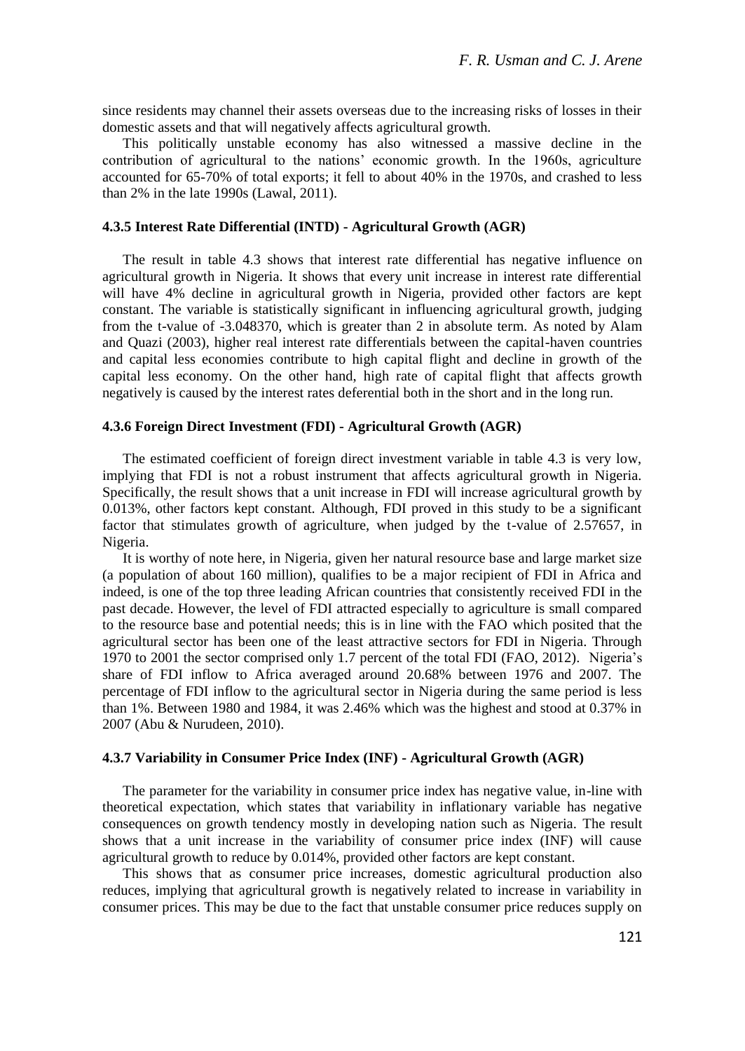since residents may channel their assets overseas due to the increasing risks of losses in their domestic assets and that will negatively affects agricultural growth.

This politically unstable economy has also witnessed a massive decline in the contribution of agricultural to the nations' economic growth. In the 1960s, agriculture accounted for 65-70% of total exports; it fell to about 40% in the 1970s, and crashed to less than 2% in the late 1990s (Lawal, 2011).

#### 4.3.5 Interest Rate Differential (INTD) - Agricultural Growth (AGR)

The result in table 4.3 shows that interest rate differential has negative influence on agricultural growth in Nigeria. It shows that every unit increase in interest rate differential will have 4% decline in agricultural growth in Nigeria, provided other factors are kept constant. The variable is statistically significant in influencing agricultural growth, judging from the t-value of -3.048370, which is greater than 2 in absolute term. As noted by Alam and Quazi (2003), higher real interest rate differentials between the capital-haven countries and capital less economies contribute to high capital flight and decline in growth of the capital less economy. On the other hand, high rate of capital flight that affects growth negatively is caused by the interest rates deferential both in the short and in the long run.

#### 4.3.6 Foreign Direct Investment (FDI) - Agricultural Growth (AGR)

The estimated coefficient of foreign direct investment variable in table 4.3 is very low, implying that FDI is not a robust instrument that affects agricultural growth in Nigeria. Specifically, the result shows that a unit increase in FDI will increase agricultural growth by 0.013%, other factors kept constant. Although, FDI proved in this study to be a significant factor that stimulates growth of agriculture, when judged by the t-value of 2.57657, in Nigeria.

It is worthy of note here, in Nigeria, given her natural resource base and large market size (a population of about 160 million), qualifies to be a major recipient of FDI in Africa and indeed, is one of the top three leading African countries that consistently received FDI in the past decade. However, the level of FDI attracted especially to agriculture is small compared to the resource base and potential needs; this is in line with the FAO which posited that the agricultural sector has been one of the least attractive sectors for FDI in Nigeria. Through 1970 to 2001 the sector comprised only 1.7 percent of the total FDI (FAO, 2012). Nigeria's share of FDI inflow to Africa averaged around 20.68% between 1976 and 2007. The percentage of FDI inflow to the agricultural sector in Nigeria during the same period is less than 1%. Between 1980 and 1984, it was 2.46% which was the highest and stood at 0.37% in 2007 (Abu & Nurudeen, 2010).

#### 4.3.7 Variability in Consumer Price Index (INF) - Agricultural Growth (AGR)

The parameter for the variability in consumer price index has negative value, in-line with theoretical expectation, which states that variability in inflationary variable has negative consequences on growth tendency mostly in developing nation such as Nigeria. The result shows that a unit increase in the variability of consumer price index (INF) will cause agricultural growth to reduce by 0.014%, provided other factors are kept constant.

This shows that as consumer price increases, domestic agricultural production also reduces, implying that agricultural growth is negatively related to increase in variability in consumer prices. This may be due to the fact that unstable consumer price reduces supply on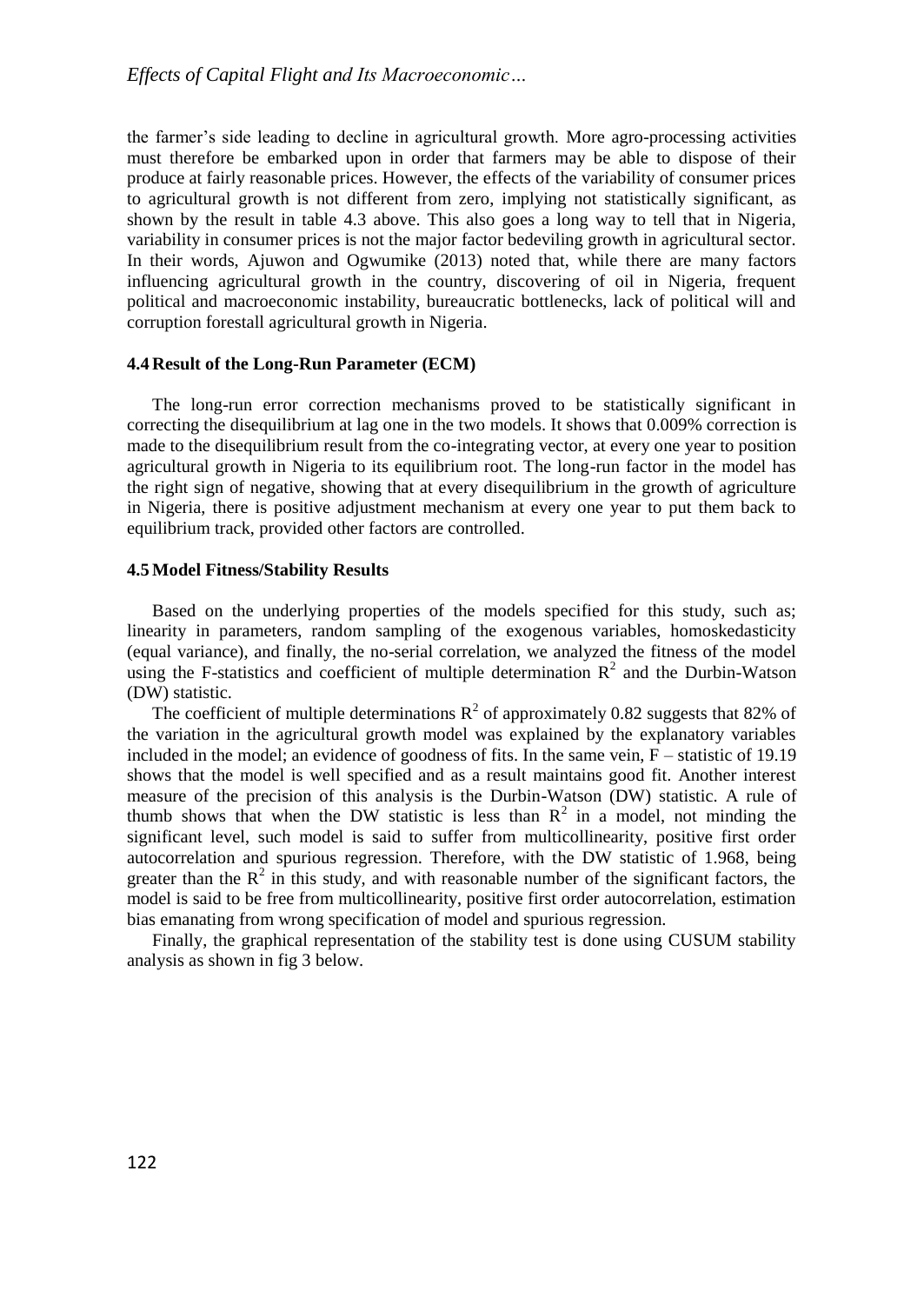the farmer's side leading to decline in agricultural growth. More agro-processing activities must therefore be embarked upon in order that farmers may be able to dispose of their produce at fairly reasonable prices. However, the effects of the variability of consumer prices to agricultural growth is not different from zero, implying not statistically significant, as shown by the result in table 4.3 above. This also goes a long way to tell that in Nigeria, variability in consumer prices is not the major factor bedeviling growth in agricultural sector. In their words, Ajuwon and Ogwumike (2013) noted that, while there are many factors influencing agricultural growth in the country, discovering of oil in Nigeria, frequent political and macroeconomic instability, bureaucratic bottlenecks, lack of political will and corruption forestall agricultural growth in Nigeria.

### 4.4 Result of the Long-Run Parameter (ECM)

The long-run error correction mechanisms proved to be statistically significant in correcting the disequilibrium at lag one in the two models. It shows that 0.009% correction is made to the disequilibrium result from the co-integrating vector, at every one year to position agricultural growth in Nigeria to its equilibrium root. The long-run factor in the model has the right sign of negative, showing that at every disequilibrium in the growth of agriculture in Nigeria, there is positive adjustment mechanism at every one year to put them back to equilibrium track, provided other factors are controlled.

### 4.5 Model Fitness/Stability Results

Based on the underlying properties of the models specified for this study, such as; linearity in parameters, random sampling of the exogenous variables, homoskedasticity (equal variance), and finally, the no-serial correlation, we analyzed the fitness of the model using the F-statistics and coefficient of multiple determination $R^2$ and the Durbin-Watson (DW) statistic.

The coefficient of multiple determinations $R^2$ of approximately 0.82 suggests that 82% of the variation in the agricultural growth model was explained by the explanatory variables included in the model; an evidence of goodness of fits. In the same vein, F – statistic of 19.19 shows that the model is well specified and as a result maintains good fit. Another interest measure of the precision of this analysis is the Durbin-Watson (DW) statistic. A rule of thumb shows that when the DW statistic is less than $R^2$ in a model, not minding the significant level, such model is said to suffer from multicollinearity, positive first order autocorrelation and spurious regression. Therefore, with the DW statistic of 1.968, being greater than the $R^2$ in this study, and with reasonable number of the significant factors, the model is said to be free from multicollinearity, positive first order autocorrelation, estimation bias emanating from wrong specification of model and spurious regression.

Finally, the graphical representation of the stability test is done using CUSUM stability analysis as shown in fig 3 below.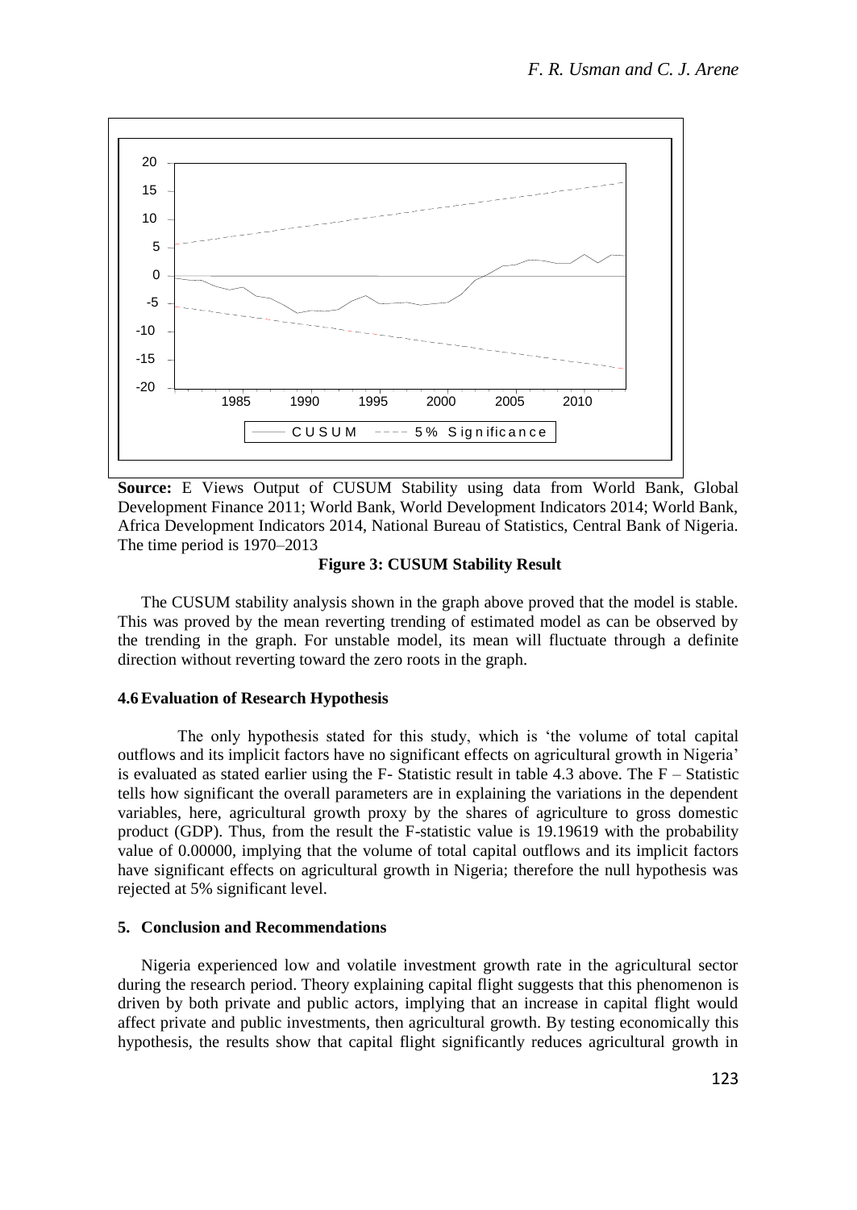**Source:** E Views Output of CUSUM Stability using data from World Bank, Global Development Finance 2011; World Bank, World Development Indicators 2014; World Bank, Africa Development Indicators 2014, National Bureau of Statistics, Central Bank of Nigeria. The time period is 1970–2013

**Figure 3: CUSUM Stability Result**

The CUSUM stability analysis shown in the graph above proved that the model is stable. This was proved by the mean reverting trending of estimated model as can be observed by the trending in the graph. For unstable model, its mean will fluctuate through a definite direction without reverting toward the zero roots in the graph.

### 4.6 Evaluation of Research Hypothesis

The only hypothesis stated for this study, which is 'the volume of total capital outflows and its implicit factors have no significant effects on agricultural growth in Nigeria' is evaluated as stated earlier using the F- Statistic result in table 4.3 above. The F – Statistic tells how significant the overall parameters are in explaining the variations in the dependent variables, here, agricultural growth proxy by the shares of agriculture to gross domestic product (GDP). Thus, from the result the F-statistic value is 19.19619 with the probability value of 0.00000, implying that the volume of total capital outflows and its implicit factors have significant effects on agricultural growth in Nigeria; therefore the null hypothesis was rejected at 5% significant level.

## 5. Conclusion and Recommendations

Nigeria experienced low and volatile investment growth rate in the agricultural sector during the research period. Theory explaining capital flight suggests that this phenomenon is driven by both private and public actors, implying that an increase in capital flight would affect private and public investments, then agricultural growth. By testing economically this hypothesis, the results show that capital flight significantly reduces agricultural growth in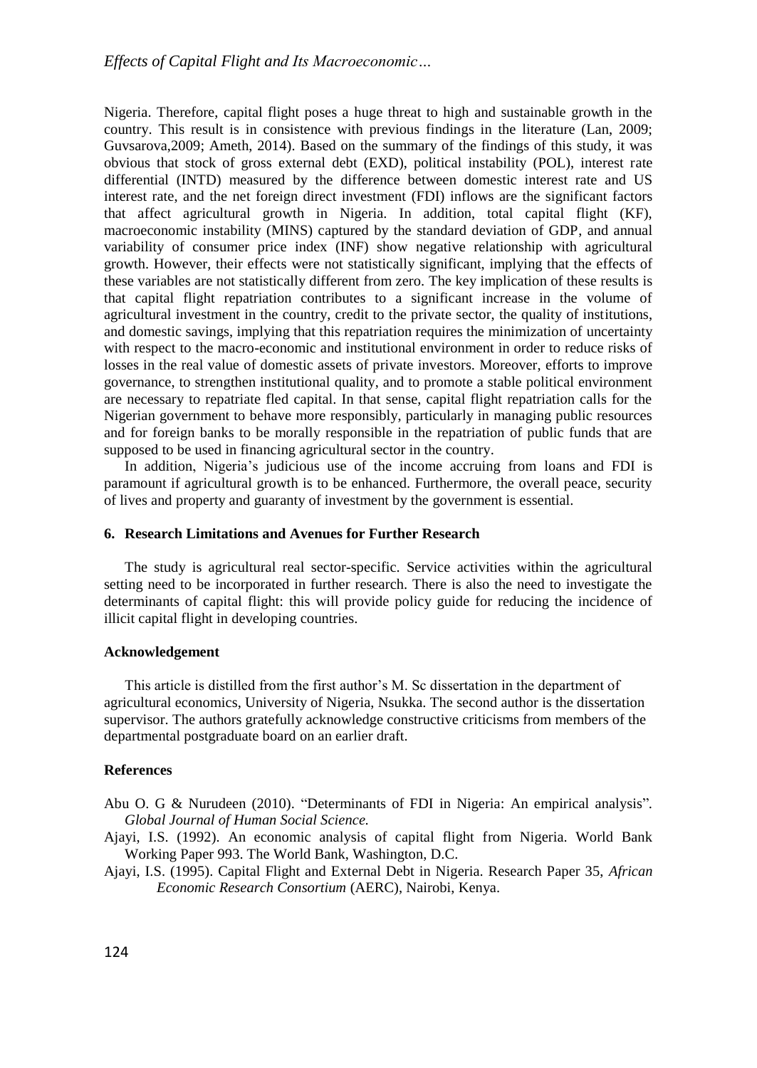Nigeria. Therefore, capital flight poses a huge threat to high and sustainable growth in the country. This result is in consistence with previous findings in the literature (Lan, 2009; Guvsarova,2009; Ameth, 2014). Based on the summary of the findings of this study, it was obvious that stock of gross external debt (EXD), political instability (POL), interest rate differential (INTD) measured by the difference between domestic interest rate and US interest rate, and the net foreign direct investment (FDI) inflows are the significant factors that affect agricultural growth in Nigeria. In addition, total capital flight (KF), macroeconomic instability (MINS) captured by the standard deviation of GDP, and annual variability of consumer price index (INF) show negative relationship with agricultural growth. However, their effects were not statistically significant, implying that the effects of these variables are not statistically different from zero. The key implication of these results is that capital flight repatriation contributes to a significant increase in the volume of agricultural investment in the country, credit to the private sector, the quality of institutions, and domestic savings, implying that this repatriation requires the minimization of uncertainty with respect to the macro-economic and institutional environment in order to reduce risks of losses in the real value of domestic assets of private investors. Moreover, efforts to improve governance, to strengthen institutional quality, and to promote a stable political environment are necessary to repatriate fled capital. In that sense, capital flight repatriation calls for the Nigerian government to behave more responsibly, particularly in managing public resources and for foreign banks to be morally responsible in the repatriation of public funds that are supposed to be used in financing agricultural sector in the country.

In addition, Nigeria's judicious use of the income accruing from loans and FDI is paramount if agricultural growth is to be enhanced. Furthermore, the overall peace, security of lives and property and guaranty of investment by the government is essential.

## 6. Research Limitations and Avenues for Further Research

The study is agricultural real sector-specific. Service activities within the agricultural setting need to be incorporated in further research. There is also the need to investigate the determinants of capital flight: this will provide policy guide for reducing the incidence of illicit capital flight in developing countries.

### Acknowledgement

This article is distilled from the first author's M. Sc dissertation in the department of agricultural economics, University of Nigeria, Nsukka. The second author is the dissertation supervisor. The authors gratefully acknowledge constructive criticisms from members of the departmental postgraduate board on an earlier draft.

### References

Abu O. G & Nurudeen (2010). "Determinants of FDI in Nigeria: An empirical analysis". *Global Journal of Human Social Science.*

Ajayi, I.S. (1992). An economic analysis of capital flight from Nigeria. World Bank Working Paper 993. The World Bank, Washington, D.C.

Ajayi, I.S. (1995). Capital Flight and External Debt in Nigeria. Research Paper 35, *African Economic Research Consortium* (AERC), Nairobi, Kenya.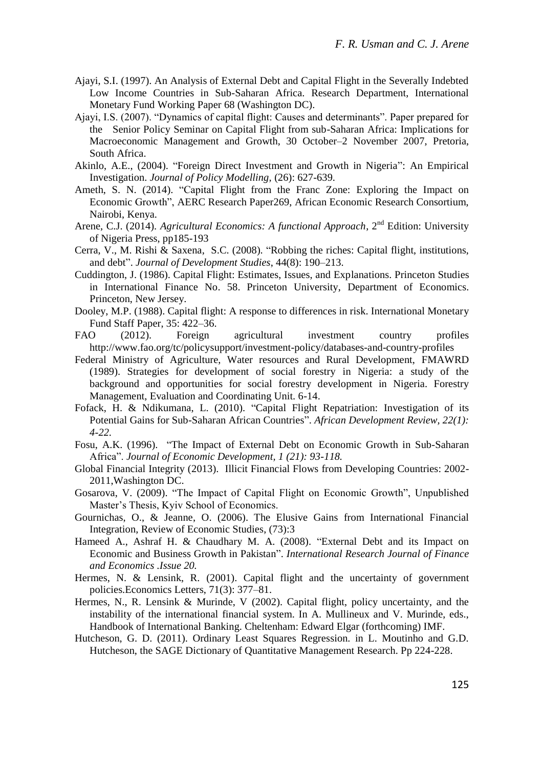Ajayi, S.I. (1997). An Analysis of External Debt and Capital Flight in the Severally Indebted Low Income Countries in Sub-Saharan Africa. Research Department, International Monetary Fund Working Paper 68 (Washington DC).

Ajayi, I.S. (2007). "Dynamics of capital flight: Causes and determinants". Paper prepared for the Senior Policy Seminar on Capital Flight from sub-Saharan Africa: Implications for Macroeconomic Management and Growth, 30 October–2 November 2007, Pretoria, South Africa.

Akinlo, A.E., (2004). "Foreign Direct Investment and Growth in Nigeria": An Empirical Investigation. *Journal of Policy Modelling*, (26): 627-639.

Ameth, S. N. (2014). "Capital Flight from the Franc Zone: Exploring the Impact on Economic Growth", AERC Research Paper269, African Economic Research Consortium, Nairobi, Kenya.

Arene, C.J. (2014). *Agricultural Economics: A functional Approach*, 2nd Edition: University of Nigeria Press, pp185-193

Cerra, V., M. Rishi & Saxena, S.C. (2008). "Robbing the riches: Capital flight, institutions, and debt". *Journal of Development Studies*, 44(8): 190–213.

Cuddington, J. (1986). Capital Flight: Estimates, Issues, and Explanations. Princeton Studies in International Finance No. 58. Princeton University, Department of Economics. Princeton, New Jersey.

Dooley, M.P. (1988). Capital flight: A response to differences in risk. International Monetary Fund Staff Paper, 35: 422–36.

FAO (2012). Foreign agricultural investment country profiles http://www.fao.org/tc/policysupport/investment-policy/databases-and-country-profiles

Federal Ministry of Agriculture, Water resources and Rural Development, FMAWRD (1989). Strategies for development of social forestry in Nigeria: a study of the background and opportunities for social forestry development in Nigeria. Forestry Management, Evaluation and Coordinating Unit. 6-14.

Fofack, H. & Ndikumana, L. (2010). "Capital Flight Repatriation: Investigation of its Potential Gains for Sub-Saharan African Countries". *African Development Review, 22(1): 4-22.*

Fosu, A.K. (1996). "The Impact of External Debt on Economic Growth in Sub-Saharan Africa". *Journal of Economic Development, 1 (21): 93-118.*

Global Financial Integrity (2013). Illicit Financial Flows from Developing Countries: 2002-2011,Washington DC.

Gosarova, V. (2009). "The Impact of Capital Flight on Economic Growth", Unpublished Master's Thesis, Kyiv School of Economics.

Gournichas, O., & Jeanne, O. (2006). The Elusive Gains from International Financial Integration, Review of Economic Studies, (73):3

Hameed A., Ashraf H. & Chaudhary M. A. (2008). "External Debt and its Impact on Economic and Business Growth in Pakistan". *International Research Journal of Finance and Economics .Issue 20.*

Hermes, N. & Lensink, R. (2001). Capital flight and the uncertainty of government policies.Economics Letters, 71(3): 377–81.

Hermes, N., R. Lensink & Murinde, V (2002). Capital flight, policy uncertainty, and the instability of the international financial system. In A. Mullineux and V. Murinde, eds., Handbook of International Banking. Cheltenham: Edward Elgar (forthcoming) IMF.

Hutcheson, G. D. (2011). Ordinary Least Squares Regression. in L. Moutinho and G.D. Hutcheson, the SAGE Dictionary of Quantitative Management Research. Pp 224-228.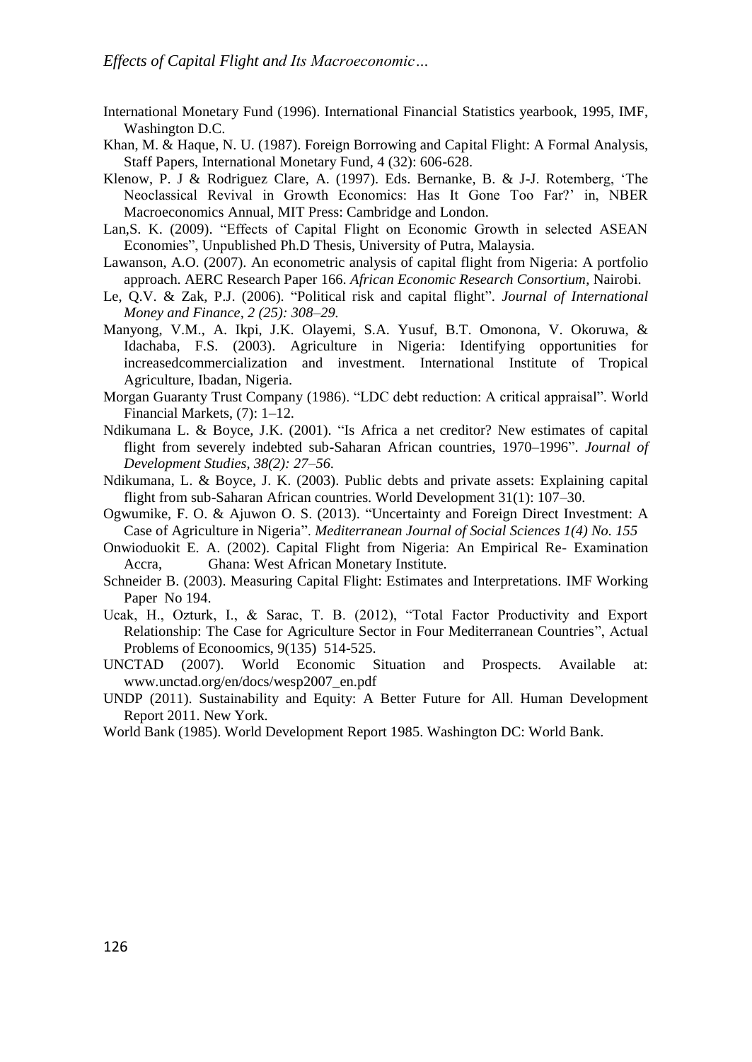International Monetary Fund (1996). International Financial Statistics yearbook, 1995, IMF, Washington D.C.

Khan, M. & Haque, N. U. (1987). Foreign Borrowing and Capital Flight: A Formal Analysis, Staff Papers, International Monetary Fund, 4 (32): 606-628.

Klenow, P. J & Rodriguez Clare, A. (1997). Eds. Bernanke, B. & J-J. Rotemberg, 'The Neoclassical Revival in Growth Economics: Has It Gone Too Far?' in, NBER Macroeconomics Annual, MIT Press: Cambridge and London.

Lan,S. K. (2009). "Effects of Capital Flight on Economic Growth in selected ASEAN Economies", Unpublished Ph.D Thesis, University of Putra, Malaysia.

Lawanson, A.O. (2007). An econometric analysis of capital flight from Nigeria: A portfolio approach. AERC Research Paper 166. *African Economic Research Consortium*, Nairobi.

Le, Q.V. & Zak, P.J. (2006). "Political risk and capital flight". *Journal of International Money and Finance, 2 (25): 308–29.*

Manyong, V.M., A. Ikpi, J.K. Olayemi, S.A. Yusuf, B.T. Omonona, V. Okoruwa, & Idachaba, F.S. (2003). Agriculture in Nigeria: Identifying opportunities for increasedcommercialization and investment. International Institute of Tropical Agriculture, Ibadan, Nigeria.

Morgan Guaranty Trust Company (1986). "LDC debt reduction: A critical appraisal". World Financial Markets, (7): 1–12.

Ndikumana L. & Boyce, J.K. (2001). "Is Africa a net creditor? New estimates of capital flight from severely indebted sub-Saharan African countries, 1970–1996". *Journal of Development Studies, 38(2): 27–56.*

Ndikumana, L. & Boyce, J. K. (2003). Public debts and private assets: Explaining capital flight from sub-Saharan African countries. World Development 31(1): 107–30.

Ogwumike, F. O. & Ajuwon O. S. (2013). "Uncertainty and Foreign Direct Investment: A Case of Agriculture in Nigeria". *Mediterranean Journal of Social Sciences 1(4) No. 155*

Onwioduokit E. A. (2002). Capital Flight from Nigeria: An Empirical Re- Examination Accra, Ghana: West African Monetary Institute.

Schneider B. (2003). Measuring Capital Flight: Estimates and Interpretations. IMF Working Paper No 194.

Ucak, H., Ozturk, I., & Sarac, T. B. (2012), "Total Factor Productivity and Export Relationship: The Case for Agriculture Sector in Four Mediterranean Countries", Actual Problems of Econoomics, 9(135) 514-525.

UNCTAD (2007). World Economic Situation and Prospects. Available at: www.unctad.org/en/docs/wesp2007_en.pdf

UNDP (2011). Sustainability and Equity: A Better Future for All. Human Development Report 2011. New York.

World Bank (1985). World Development Report 1985. Washington DC: World Bank.